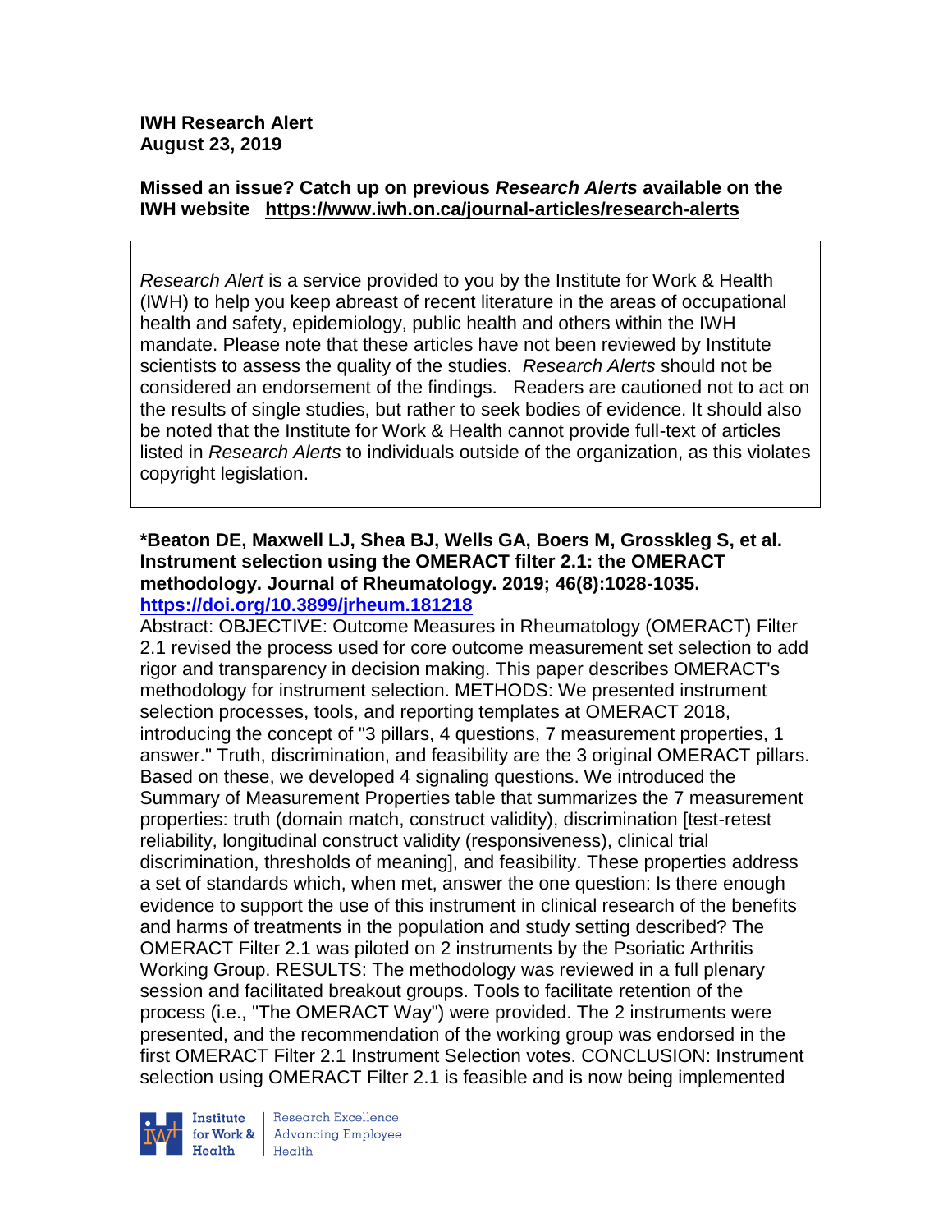**IWH Research Alert**
**August 23, 2019**

**Missed an issue? Catch up on previous *Research Alerts* available on the IWH website https://www.iwh.on.ca/journal-articles/research-alerts**

*Research Alert* is a service provided to you by the Institute for Work & Health (IWH) to help you keep abreast of recent literature in the areas of occupational health and safety, epidemiology, public health and others within the IWH mandate. Please note that these articles have not been reviewed by Institute scientists to assess the quality of the studies. *Research Alerts* should not be considered an endorsement of the findings. Readers are cautioned not to act on the results of single studies, but rather to seek bodies of evidence. It should also be noted that the Institute for Work & Health cannot provide full-text of articles listed in *Research Alerts* to individuals outside of the organization, as this violates copyright legislation.

**\*Beaton DE, Maxwell LJ, Shea BJ, Wells GA, Boers M, Grosskleg S, et al. Instrument selection using the OMERACT filter 2.1: the OMERACT methodology. Journal of Rheumatology. 2019; 46(8):1028-1035.**
**https://doi.org/10.3899/jrheum.181218**

Abstract: OBJECTIVE: Outcome Measures in Rheumatology (OMERACT) Filter 2.1 revised the process used for core outcome measurement set selection to add rigor and transparency in decision making. This paper describes OMERACT's methodology for instrument selection. METHODS: We presented instrument selection processes, tools, and reporting templates at OMERACT 2018, introducing the concept of "3 pillars, 4 questions, 7 measurement properties, 1 answer." Truth, discrimination, and feasibility are the 3 original OMERACT pillars. Based on these, we developed 4 signaling questions. We introduced the Summary of Measurement Properties table that summarizes the 7 measurement properties: truth (domain match, construct validity), discrimination [test-retest reliability, longitudinal construct validity (responsiveness), clinical trial discrimination, thresholds of meaning], and feasibility. These properties address a set of standards which, when met, answer the one question: Is there enough evidence to support the use of this instrument in clinical research of the benefits and harms of treatments in the population and study setting described? The OMERACT Filter 2.1 was piloted on 2 instruments by the Psoriatic Arthritis Working Group. RESULTS: The methodology was reviewed in a full plenary session and facilitated breakout groups. Tools to facilitate retention of the process (i.e., "The OMERACT Way") were provided. The 2 instruments were presented, and the recommendation of the working group was endorsed in the first OMERACT Filter 2.1 Instrument Selection votes. CONCLUSION: Instrument selection using OMERACT Filter 2.1 is feasible and is now being implemented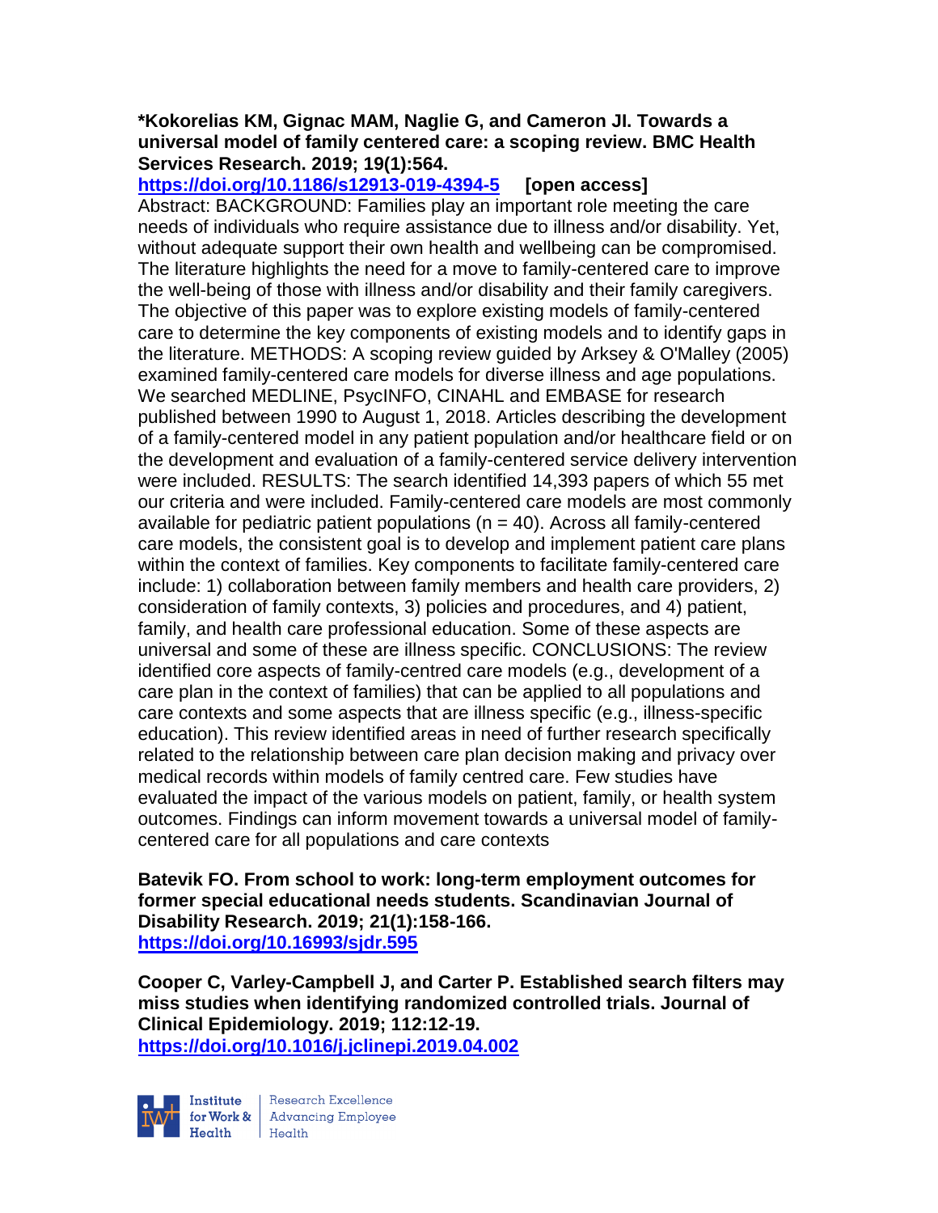**\*Kokorelias KM, Gignac MAM, Naglie G, and Cameron JI. Towards a universal model of family centered care: a scoping review. BMC Health Services Research. 2019; 19(1):564.**
**https://doi.org/10.1186/s12913-019-4394-5** **[open access]**
Abstract: BACKGROUND: Families play an important role meeting the care needs of individuals who require assistance due to illness and/or disability. Yet, without adequate support their own health and wellbeing can be compromised. The literature highlights the need for a move to family-centered care to improve the well-being of those with illness and/or disability and their family caregivers. The objective of this paper was to explore existing models of family-centered care to determine the key components of existing models and to identify gaps in the literature. METHODS: A scoping review guided by Arksey & O'Malley (2005) examined family-centered care models for diverse illness and age populations. We searched MEDLINE, PsycINFO, CINAHL and EMBASE for research published between 1990 to August 1, 2018. Articles describing the development of a family-centered model in any patient population and/or healthcare field or on the development and evaluation of a family-centered service delivery intervention were included. RESULTS: The search identified 14,393 papers of which 55 met our criteria and were included. Family-centered care models are most commonly available for pediatric patient populations (n = 40). Across all family-centered care models, the consistent goal is to develop and implement patient care plans within the context of families. Key components to facilitate family-centered care include: 1) collaboration between family members and health care providers, 2) consideration of family contexts, 3) policies and procedures, and 4) patient, family, and health care professional education. Some of these aspects are universal and some of these are illness specific. CONCLUSIONS: The review identified core aspects of family-centred care models (e.g., development of a care plan in the context of families) that can be applied to all populations and care contexts and some aspects that are illness specific (e.g., illness-specific education). This review identified areas in need of further research specifically related to the relationship between care plan decision making and privacy over medical records within models of family centred care. Few studies have evaluated the impact of the various models on patient, family, or health system outcomes. Findings can inform movement towards a universal model of family-centered care for all populations and care contexts

**Batevik FO. From school to work: long-term employment outcomes for former special educational needs students. Scandinavian Journal of Disability Research. 2019; 21(1):158-166.**
**https://doi.org/10.16993/sjdr.595**

**Cooper C, Varley-Campbell J, and Carter P. Established search filters may miss studies when identifying randomized controlled trials. Journal of Clinical Epidemiology. 2019; 112:12-19.**
**https://doi.org/10.1016/j.jclinepi.2019.04.002**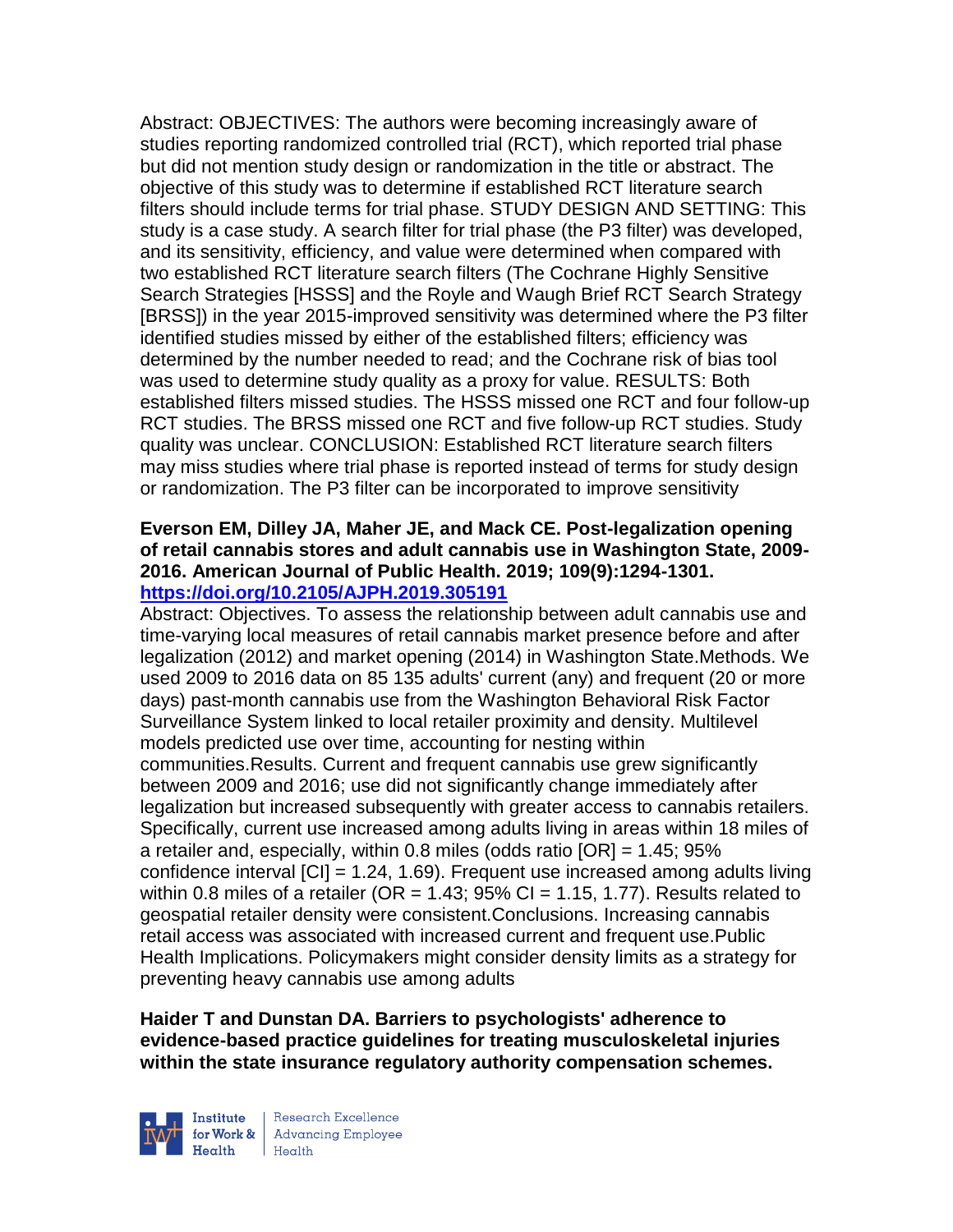Abstract: OBJECTIVES: The authors were becoming increasingly aware of studies reporting randomized controlled trial (RCT), which reported trial phase but did not mention study design or randomization in the title or abstract. The objective of this study was to determine if established RCT literature search filters should include terms for trial phase. STUDY DESIGN AND SETTING: This study is a case study. A search filter for trial phase (the P3 filter) was developed, and its sensitivity, efficiency, and value were determined when compared with two established RCT literature search filters (The Cochrane Highly Sensitive Search Strategies [HSSS] and the Royle and Waugh Brief RCT Search Strategy [BRSS]) in the year 2015-improved sensitivity was determined where the P3 filter identified studies missed by either of the established filters; efficiency was determined by the number needed to read; and the Cochrane risk of bias tool was used to determine study quality as a proxy for value. RESULTS: Both established filters missed studies. The HSSS missed one RCT and four follow-up RCT studies. The BRSS missed one RCT and five follow-up RCT studies. Study quality was unclear. CONCLUSION: Established RCT literature search filters may miss studies where trial phase is reported instead of terms for study design or randomization. The P3 filter can be incorporated to improve sensitivity

**Everson EM, Dilley JA, Maher JE, and Mack CE. Post-legalization opening of retail cannabis stores and adult cannabis use in Washington State, 2009-2016. American Journal of Public Health. 2019; 109(9):1294-1301. https://doi.org/10.2105/AJPH.2019.305191**

Abstract: Objectives. To assess the relationship between adult cannabis use and time-varying local measures of retail cannabis market presence before and after legalization (2012) and market opening (2014) in Washington State.Methods. We used 2009 to 2016 data on 85 135 adults' current (any) and frequent (20 or more days) past-month cannabis use from the Washington Behavioral Risk Factor Surveillance System linked to local retailer proximity and density. Multilevel models predicted use over time, accounting for nesting within communities.Results. Current and frequent cannabis use grew significantly between 2009 and 2016; use did not significantly change immediately after legalization but increased subsequently with greater access to cannabis retailers. Specifically, current use increased among adults living in areas within 18 miles of a retailer and, especially, within 0.8 miles (odds ratio [OR] = 1.45; 95% confidence interval [CI] = 1.24, 1.69). Frequent use increased among adults living within 0.8 miles of a retailer (OR = 1.43; 95% CI = 1.15, 1.77). Results related to geospatial retailer density were consistent.Conclusions. Increasing cannabis retail access was associated with increased current and frequent use.Public Health Implications. Policymakers might consider density limits as a strategy for preventing heavy cannabis use among adults

**Haider T and Dunstan DA. Barriers to psychologists' adherence to evidence-based practice guidelines for treating musculoskeletal injuries within the state insurance regulatory authority compensation schemes.**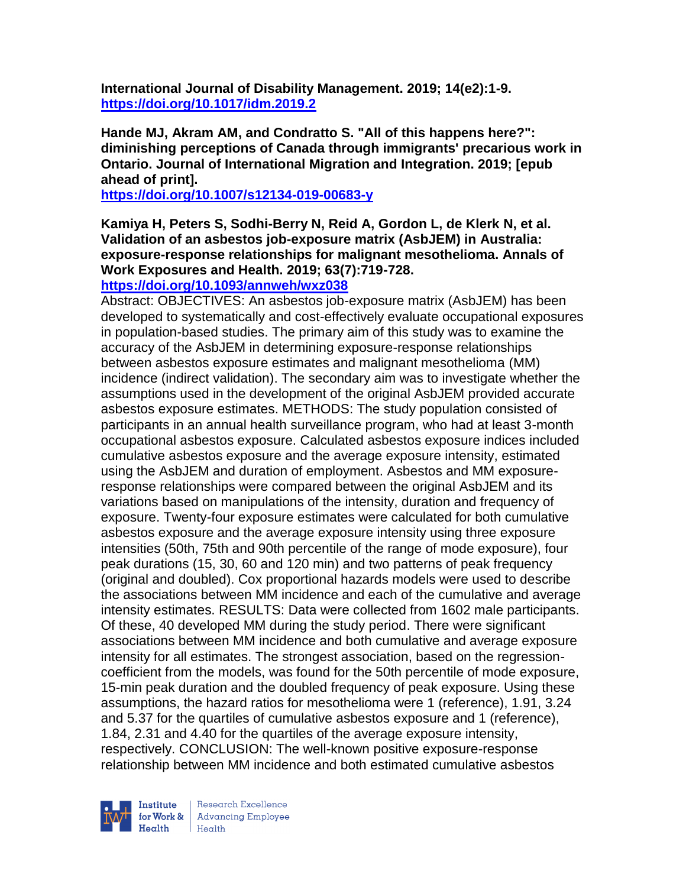**International Journal of Disability Management. 2019; 14(e2):1-9.**
**https://doi.org/10.1017/idm.2019.2**

**Hande MJ, Akram AM, and Condratto S. "All of this happens here?": diminishing perceptions of Canada through immigrants' precarious work in Ontario. Journal of International Migration and Integration. 2019; [epub ahead of print].**
**https://doi.org/10.1007/s12134-019-00683-y**

**Kamiya H, Peters S, Sodhi-Berry N, Reid A, Gordon L, de Klerk N, et al. Validation of an asbestos job-exposure matrix (AsbJEM) in Australia: exposure-response relationships for malignant mesothelioma. Annals of Work Exposures and Health. 2019; 63(7):719-728.**
**https://doi.org/10.1093/annweh/wxz038**

Abstract: OBJECTIVES: An asbestos job-exposure matrix (AsbJEM) has been developed to systematically and cost-effectively evaluate occupational exposures in population-based studies. The primary aim of this study was to examine the accuracy of the AsbJEM in determining exposure-response relationships between asbestos exposure estimates and malignant mesothelioma (MM) incidence (indirect validation). The secondary aim was to investigate whether the assumptions used in the development of the original AsbJEM provided accurate asbestos exposure estimates. METHODS: The study population consisted of participants in an annual health surveillance program, who had at least 3-month occupational asbestos exposure. Calculated asbestos exposure indices included cumulative asbestos exposure and the average exposure intensity, estimated using the AsbJEM and duration of employment. Asbestos and MM exposure-response relationships were compared between the original AsbJEM and its variations based on manipulations of the intensity, duration and frequency of exposure. Twenty-four exposure estimates were calculated for both cumulative asbestos exposure and the average exposure intensity using three exposure intensities (50th, 75th and 90th percentile of the range of mode exposure), four peak durations (15, 30, 60 and 120 min) and two patterns of peak frequency (original and doubled). Cox proportional hazards models were used to describe the associations between MM incidence and each of the cumulative and average intensity estimates. RESULTS: Data were collected from 1602 male participants. Of these, 40 developed MM during the study period. There were significant associations between MM incidence and both cumulative and average exposure intensity for all estimates. The strongest association, based on the regression-coefficient from the models, was found for the 50th percentile of mode exposure, 15-min peak duration and the doubled frequency of peak exposure. Using these assumptions, the hazard ratios for mesothelioma were 1 (reference), 1.91, 3.24 and 5.37 for the quartiles of cumulative asbestos exposure and 1 (reference), 1.84, 2.31 and 4.40 for the quartiles of the average exposure intensity, respectively. CONCLUSION: The well-known positive exposure-response relationship between MM incidence and both estimated cumulative asbestos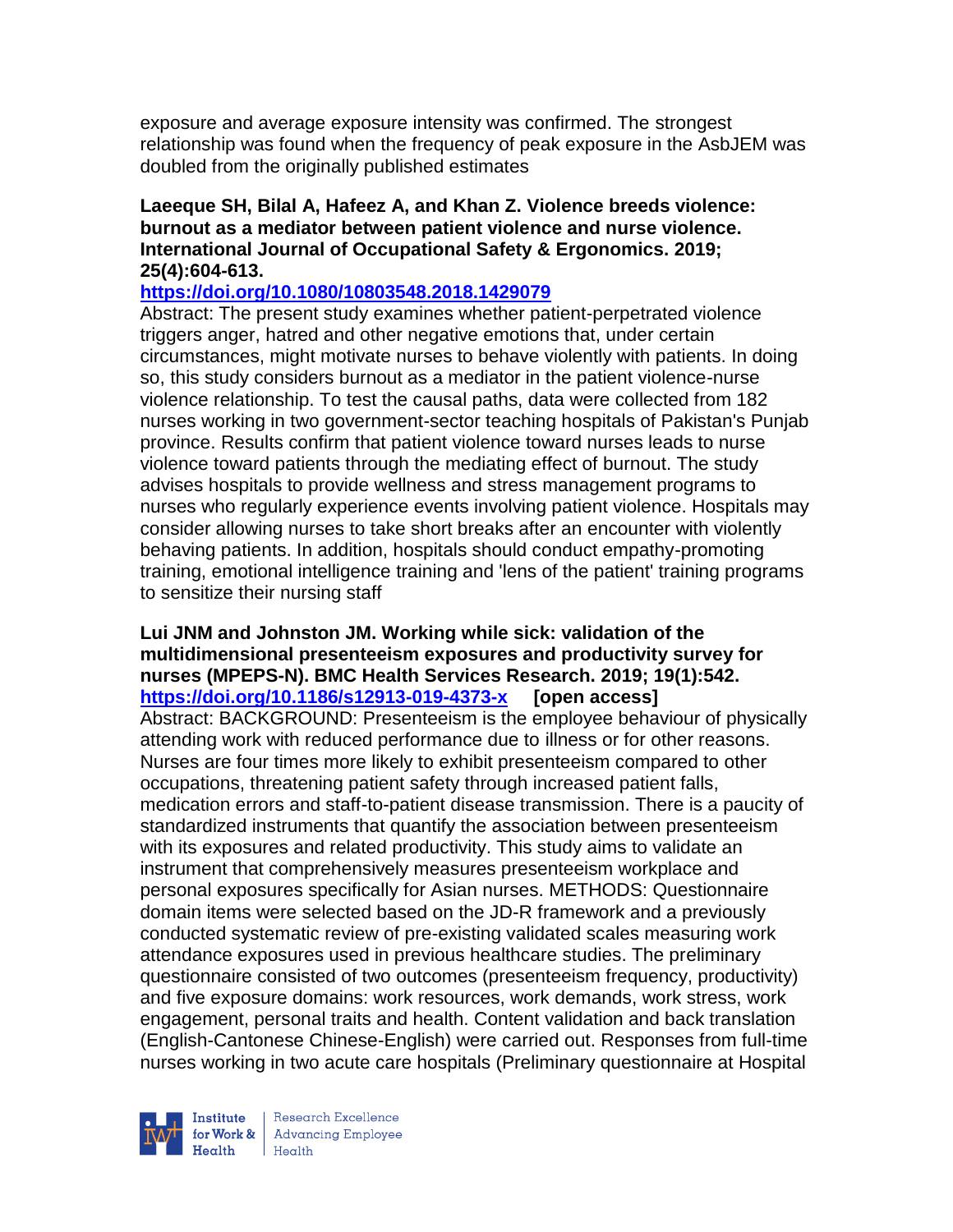exposure and average exposure intensity was confirmed. The strongest relationship was found when the frequency of peak exposure in the AsbJEM was doubled from the originally published estimates

**Laeeque SH, Bilal A, Hafeez A, and Khan Z. Violence breeds violence: burnout as a mediator between patient violence and nurse violence. International Journal of Occupational Safety & Ergonomics. 2019; 25(4):604-613.**

**https://doi.org/10.1080/10803548.2018.1429079**

Abstract: The present study examines whether patient-perpetrated violence triggers anger, hatred and other negative emotions that, under certain circumstances, might motivate nurses to behave violently with patients. In doing so, this study considers burnout as a mediator in the patient violence-nurse violence relationship. To test the causal paths, data were collected from 182 nurses working in two government-sector teaching hospitals of Pakistan's Punjab province. Results confirm that patient violence toward nurses leads to nurse violence toward patients through the mediating effect of burnout. The study advises hospitals to provide wellness and stress management programs to nurses who regularly experience events involving patient violence. Hospitals may consider allowing nurses to take short breaks after an encounter with violently behaving patients. In addition, hospitals should conduct empathy-promoting training, emotional intelligence training and 'lens of the patient' training programs to sensitize their nursing staff

**Lui JNM and Johnston JM. Working while sick: validation of the multidimensional presenteeism exposures and productivity survey for nurses (MPEPS-N). BMC Health Services Research. 2019; 19(1):542.**
**https://doi.org/10.1186/s12913-019-4373-x** **[open access]**

Abstract: BACKGROUND: Presenteeism is the employee behaviour of physically attending work with reduced performance due to illness or for other reasons. Nurses are four times more likely to exhibit presenteeism compared to other occupations, threatening patient safety through increased patient falls, medication errors and staff-to-patient disease transmission. There is a paucity of standardized instruments that quantify the association between presenteeism with its exposures and related productivity. This study aims to validate an instrument that comprehensively measures presenteeism workplace and personal exposures specifically for Asian nurses. METHODS: Questionnaire domain items were selected based on the JD-R framework and a previously conducted systematic review of pre-existing validated scales measuring work attendance exposures used in previous healthcare studies. The preliminary questionnaire consisted of two outcomes (presenteeism frequency, productivity) and five exposure domains: work resources, work demands, work stress, work engagement, personal traits and health. Content validation and back translation (English-Cantonese Chinese-English) were carried out. Responses from full-time nurses working in two acute care hospitals (Preliminary questionnaire at Hospital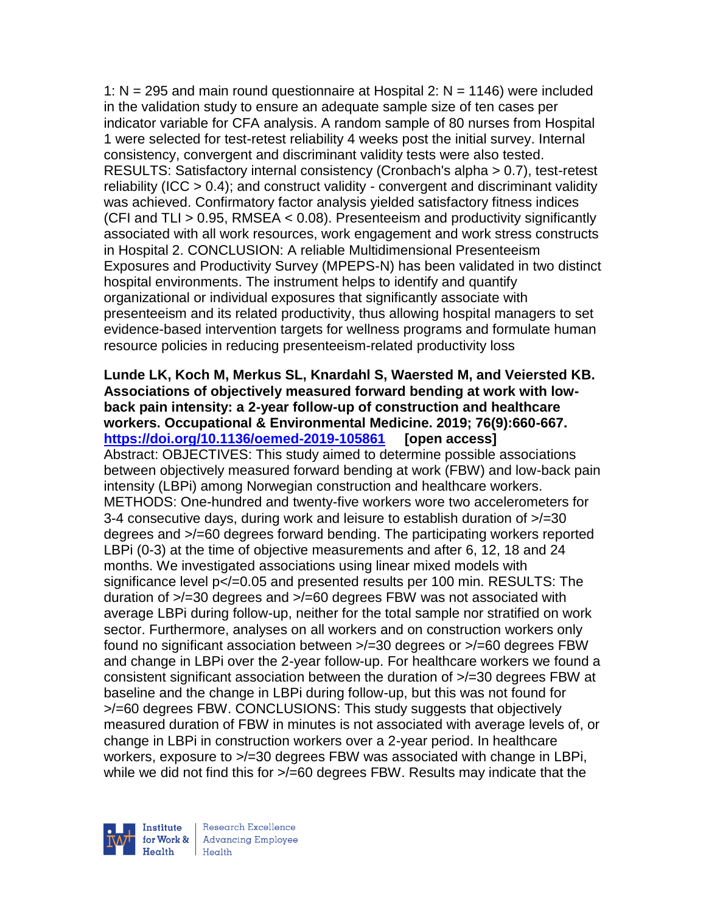1: N = 295 and main round questionnaire at Hospital 2: N = 1146) were included in the validation study to ensure an adequate sample size of ten cases per indicator variable for CFA analysis. A random sample of 80 nurses from Hospital 1 were selected for test-retest reliability 4 weeks post the initial survey. Internal consistency, convergent and discriminant validity tests were also tested. RESULTS: Satisfactory internal consistency (Cronbach's alpha > 0.7), test-retest reliability (ICC > 0.4); and construct validity - convergent and discriminant validity was achieved. Confirmatory factor analysis yielded satisfactory fitness indices (CFI and TLI > 0.95, RMSEA < 0.08). Presenteeism and productivity significantly associated with all work resources, work engagement and work stress constructs in Hospital 2. CONCLUSION: A reliable Multidimensional Presenteeism Exposures and Productivity Survey (MPEPS-N) has been validated in two distinct hospital environments. The instrument helps to identify and quantify organizational or individual exposures that significantly associate with presenteeism and its related productivity, thus allowing hospital managers to set evidence-based intervention targets for wellness programs and formulate human resource policies in reducing presenteeism-related productivity loss

**Lunde LK, Koch M, Merkus SL, Knardahl S, Waersted M, and Veiersted KB. Associations of objectively measured forward bending at work with low-back pain intensity: a 2-year follow-up of construction and healthcare workers. Occupational & Environmental Medicine. 2019; 76(9):660-667. https://doi.org/10.1136/oemed-2019-105861 [open access]**

Abstract: OBJECTIVES: This study aimed to determine possible associations between objectively measured forward bending at work (FBW) and low-back pain intensity (LBPi) among Norwegian construction and healthcare workers. METHODS: One-hundred and twenty-five workers wore two accelerometers for 3-4 consecutive days, during work and leisure to establish duration of >/=30 degrees and >/=60 degrees forward bending. The participating workers reported LBPi (0-3) at the time of objective measurements and after 6, 12, 18 and 24 months. We investigated associations using linear mixed models with significance level p</=0.05 and presented results per 100 min. RESULTS: The duration of >/=30 degrees and >/=60 degrees FBW was not associated with average LBPi during follow-up, neither for the total sample nor stratified on work sector. Furthermore, analyses on all workers and on construction workers only found no significant association between >/=30 degrees or >/=60 degrees FBW and change in LBPi over the 2-year follow-up. For healthcare workers we found a consistent significant association between the duration of >/=30 degrees FBW at baseline and the change in LBPi during follow-up, but this was not found for >/=60 degrees FBW. CONCLUSIONS: This study suggests that objectively measured duration of FBW in minutes is not associated with average levels of, or change in LBPi in construction workers over a 2-year period. In healthcare workers, exposure to >/=30 degrees FBW was associated with change in LBPi, while we did not find this for >/=60 degrees FBW. Results may indicate that the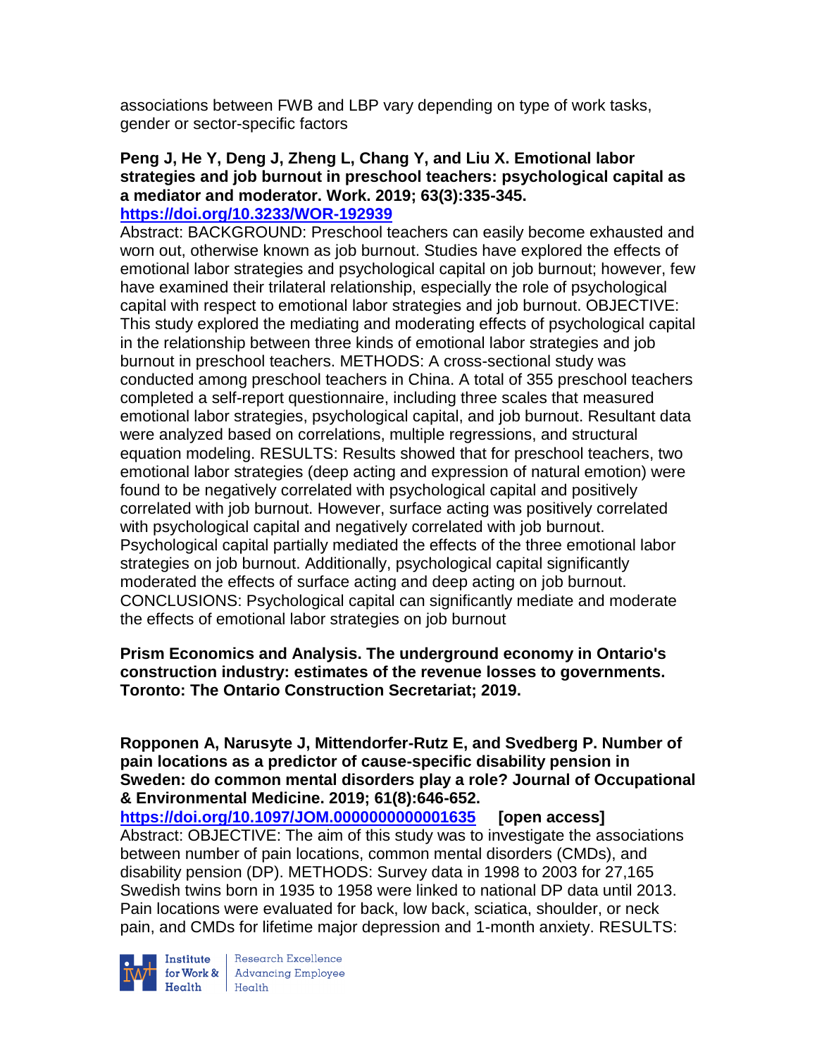associations between FWB and LBP vary depending on type of work tasks, gender or sector-specific factors

**Peng J, He Y, Deng J, Zheng L, Chang Y, and Liu X. Emotional labor strategies and job burnout in preschool teachers: psychological capital as a mediator and moderator. Work. 2019; 63(3):335-345.**
**https://doi.org/10.3233/WOR-192939**
Abstract: BACKGROUND: Preschool teachers can easily become exhausted and worn out, otherwise known as job burnout. Studies have explored the effects of emotional labor strategies and psychological capital on job burnout; however, few have examined their trilateral relationship, especially the role of psychological capital with respect to emotional labor strategies and job burnout. OBJECTIVE: This study explored the mediating and moderating effects of psychological capital in the relationship between three kinds of emotional labor strategies and job burnout in preschool teachers. METHODS: A cross-sectional study was conducted among preschool teachers in China. A total of 355 preschool teachers completed a self-report questionnaire, including three scales that measured emotional labor strategies, psychological capital, and job burnout. Resultant data were analyzed based on correlations, multiple regressions, and structural equation modeling. RESULTS: Results showed that for preschool teachers, two emotional labor strategies (deep acting and expression of natural emotion) were found to be negatively correlated with psychological capital and positively correlated with job burnout. However, surface acting was positively correlated with psychological capital and negatively correlated with job burnout. Psychological capital partially mediated the effects of the three emotional labor strategies on job burnout. Additionally, psychological capital significantly moderated the effects of surface acting and deep acting on job burnout. CONCLUSIONS: Psychological capital can significantly mediate and moderate the effects of emotional labor strategies on job burnout

**Prism Economics and Analysis. The underground economy in Ontario's construction industry: estimates of the revenue losses to governments. Toronto: The Ontario Construction Secretariat; 2019.**

**Ropponen A, Narusyte J, Mittendorfer-Rutz E, and Svedberg P. Number of pain locations as a predictor of cause-specific disability pension in Sweden: do common mental disorders play a role? Journal of Occupational & Environmental Medicine. 2019; 61(8):646-652.**
**https://doi.org/10.1097/JOM.0000000000001635** **[open access]**
Abstract: OBJECTIVE: The aim of this study was to investigate the associations between number of pain locations, common mental disorders (CMDs), and disability pension (DP). METHODS: Survey data in 1998 to 2003 for 27,165 Swedish twins born in 1935 to 1958 were linked to national DP data until 2013. Pain locations were evaluated for back, low back, sciatica, shoulder, or neck pain, and CMDs for lifetime major depression and 1-month anxiety. RESULTS: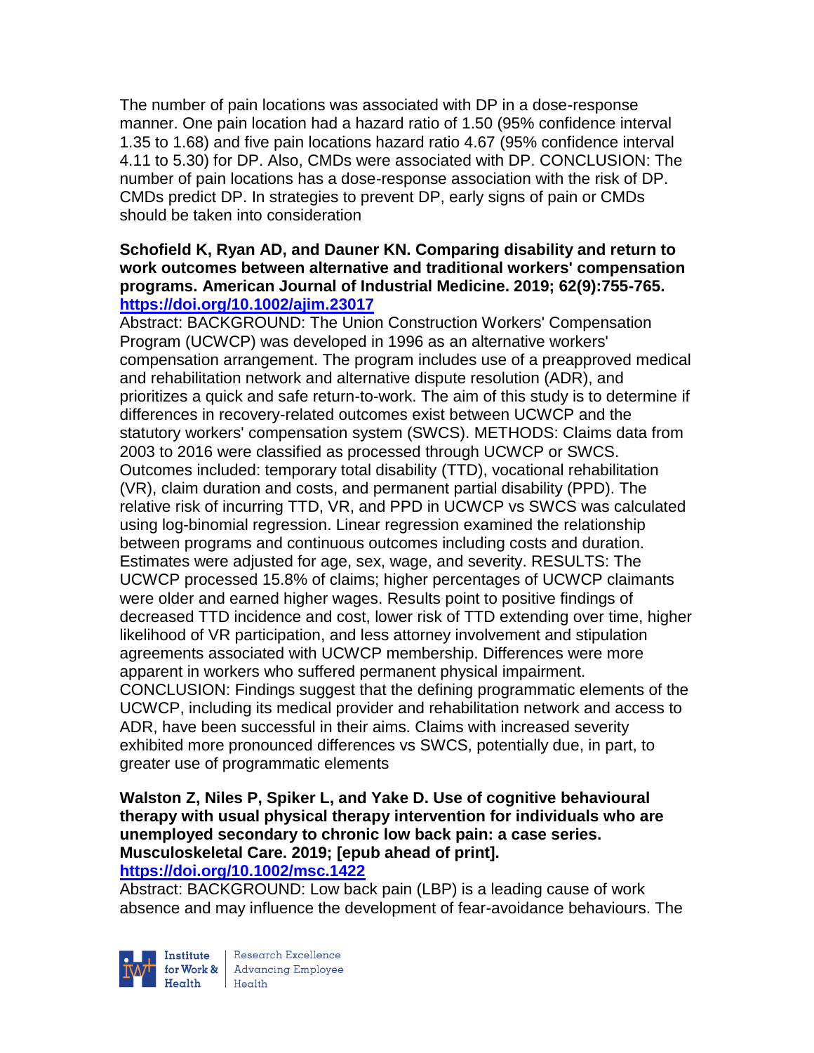The number of pain locations was associated with DP in a dose-response manner. One pain location had a hazard ratio of 1.50 (95% confidence interval 1.35 to 1.68) and five pain locations hazard ratio 4.67 (95% confidence interval 4.11 to 5.30) for DP. Also, CMDs were associated with DP. CONCLUSION: The number of pain locations has a dose-response association with the risk of DP. CMDs predict DP. In strategies to prevent DP, early signs of pain or CMDs should be taken into consideration

**Schofield K, Ryan AD, and Dauner KN. Comparing disability and return to work outcomes between alternative and traditional workers' compensation programs. American Journal of Industrial Medicine. 2019; 62(9):755-765.**
**https://doi.org/10.1002/ajim.23017**

Abstract: BACKGROUND: The Union Construction Workers' Compensation Program (UCWCP) was developed in 1996 as an alternative workers' compensation arrangement. The program includes use of a preapproved medical and rehabilitation network and alternative dispute resolution (ADR), and prioritizes a quick and safe return-to-work. The aim of this study is to determine if differences in recovery-related outcomes exist between UCWCP and the statutory workers' compensation system (SWCS). METHODS: Claims data from 2003 to 2016 were classified as processed through UCWCP or SWCS. Outcomes included: temporary total disability (TTD), vocational rehabilitation (VR), claim duration and costs, and permanent partial disability (PPD). The relative risk of incurring TTD, VR, and PPD in UCWCP vs SWCS was calculated using log-binomial regression. Linear regression examined the relationship between programs and continuous outcomes including costs and duration. Estimates were adjusted for age, sex, wage, and severity. RESULTS: The UCWCP processed 15.8% of claims; higher percentages of UCWCP claimants were older and earned higher wages. Results point to positive findings of decreased TTD incidence and cost, lower risk of TTD extending over time, higher likelihood of VR participation, and less attorney involvement and stipulation agreements associated with UCWCP membership. Differences were more apparent in workers who suffered permanent physical impairment. CONCLUSION: Findings suggest that the defining programmatic elements of the UCWCP, including its medical provider and rehabilitation network and access to ADR, have been successful in their aims. Claims with increased severity exhibited more pronounced differences vs SWCS, potentially due, in part, to greater use of programmatic elements

**Walston Z, Niles P, Spiker L, and Yake D. Use of cognitive behavioural therapy with usual physical therapy intervention for individuals who are unemployed secondary to chronic low back pain: a case series. Musculoskeletal Care. 2019; [epub ahead of print].**
**https://doi.org/10.1002/msc.1422**

Abstract: BACKGROUND: Low back pain (LBP) is a leading cause of work absence and may influence the development of fear-avoidance behaviours. The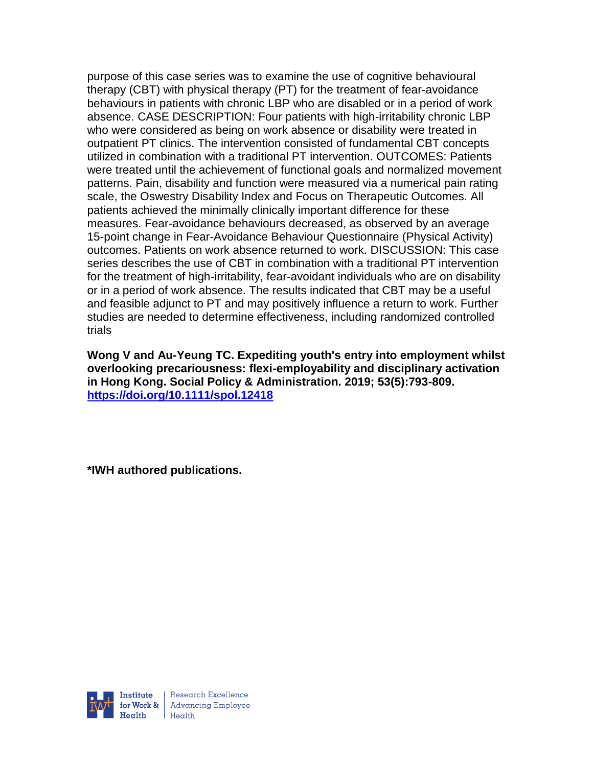purpose of this case series was to examine the use of cognitive behavioural therapy (CBT) with physical therapy (PT) for the treatment of fear-avoidance behaviours in patients with chronic LBP who are disabled or in a period of work absence. CASE DESCRIPTION: Four patients with high-irritability chronic LBP who were considered as being on work absence or disability were treated in outpatient PT clinics. The intervention consisted of fundamental CBT concepts utilized in combination with a traditional PT intervention. OUTCOMES: Patients were treated until the achievement of functional goals and normalized movement patterns. Pain, disability and function were measured via a numerical pain rating scale, the Oswestry Disability Index and Focus on Therapeutic Outcomes. All patients achieved the minimally clinically important difference for these measures. Fear-avoidance behaviours decreased, as observed by an average 15-point change in Fear-Avoidance Behaviour Questionnaire (Physical Activity) outcomes. Patients on work absence returned to work. DISCUSSION: This case series describes the use of CBT in combination with a traditional PT intervention for the treatment of high-irritability, fear-avoidant individuals who are on disability or in a period of work absence. The results indicated that CBT may be a useful and feasible adjunct to PT and may positively influence a return to work. Further studies are needed to determine effectiveness, including randomized controlled trials

**Wong V and Au-Yeung TC. Expediting youth's entry into employment whilst overlooking precariousness: flexi-employability and disciplinary activation in Hong Kong. Social Policy & Administration. 2019; 53(5):793-809. https://doi.org/10.1111/spol.12418**

***IWH authored publications.**